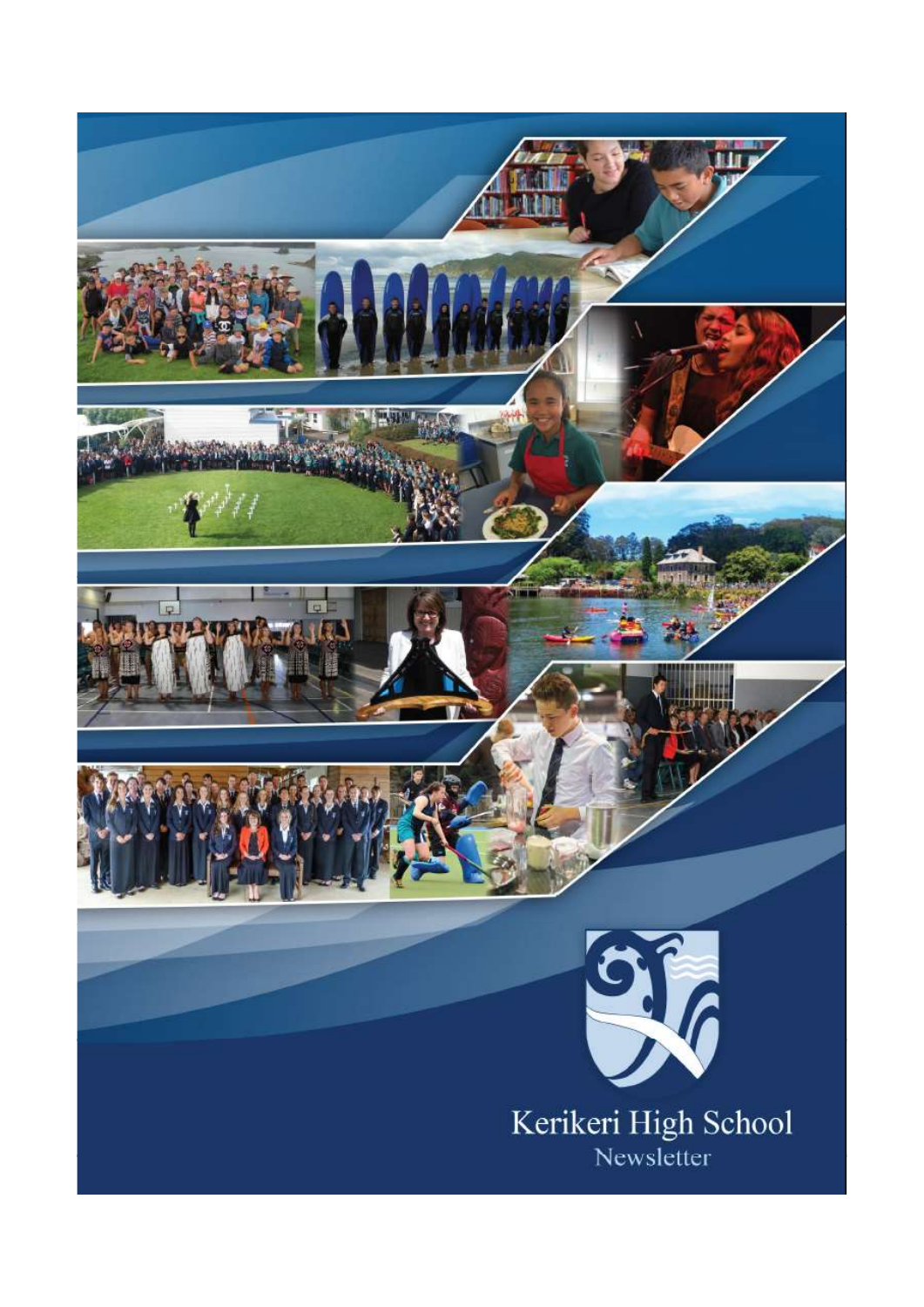# Kerikeri High School

Newsletter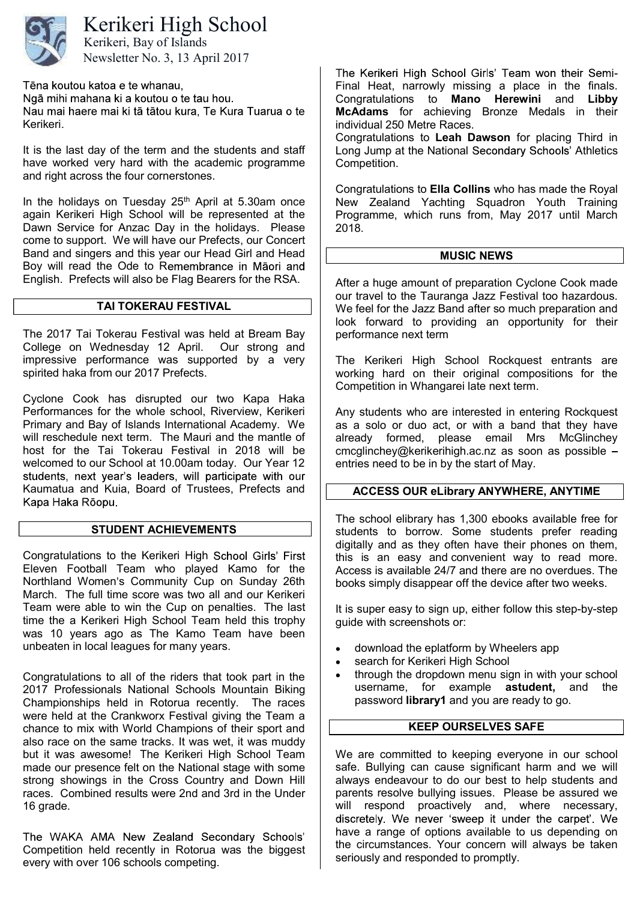# Kerikeri High School

Kerikeri, Bay of Islands

Newsletter No. 3, 13 April 2017

Tēna koutou katoa e te whanau,
Ngā mihi mahana ki a koutou o te tau hou.
Nau mai haere mai ki tā tātou kura, Te Kura Tuarua o te Kerikeri.

It is the last day of the term and the students and staff have worked very hard with the academic programme and right across the four cornerstones.

In the holidays on Tuesday 25th April at 5.30am once again Kerikeri High School will be represented at the Dawn Service for Anzac Day in the holidays. Please come to support. We will have our Prefects, our Concert Band and singers and this year our Head Girl and Head Boy will read the Ode to Remembrance in Māori and English. Prefects will also be Flag Bearers for the RSA.

## TAI TOKERAU FESTIVAL

The 2017 Tai Tokerau Festival was held at Bream Bay College on Wednesday 12 April. Our strong and impressive performance was supported by a very spirited haka from our 2017 Prefects.

Cyclone Cook has disrupted our two Kapa Haka Performances for the whole school, Riverview, Kerikeri Primary and Bay of Islands International Academy. We will reschedule next term. The Mauri and the mantle of host for the Tai Tokerau Festival in 2018 will be welcomed to our School at 10.00am today. Our Year 12 students, next year's leaders, will participate with our Kaumatua and Kuia, Board of Trustees, Prefects and Kapa Haka Rōopu.

## STUDENT ACHIEVEMENTS

Congratulations to the Kerikeri High School Girls' First Eleven Football Team who played Kamo for the Northland Women's Community Cup on Sunday 26th March. The full time score was two all and our Kerikeri Team were able to win the Cup on penalties. The last time the a Kerikeri High School Team held this trophy was 10 years ago as The Kamo Team have been unbeaten in local leagues for many years.

Congratulations to all of the riders that took part in the 2017 Professionals National Schools Mountain Biking Championships held in Rotorua recently. The races were held at the Crankworx Festival giving the Team a chance to mix with World Champions of their sport and also race on the same tracks. It was wet, it was muddy but it was awesome! The Kerikeri High School Team made our presence felt on the National stage with some strong showings in the Cross Country and Down Hill races. Combined results were 2nd and 3rd in the Under 16 grade.

The WAKA AMA New Zealand Secondary Schools' Competition held recently in Rotorua was the biggest every with over 106 schools competing.

The Kerikeri High School Girls' Team won their Semi-Final Heat, narrowly missing a place in the finals. Congratulations to **Mano Herewini** and **Libby McAdams** for achieving Bronze Medals in their individual 250 Metre Races.
Congratulations to **Leah Dawson** for placing Third in Long Jump at the National Secondary Schools' Athletics Competition.

Congratulations to **Ella Collins** who has made the Royal New Zealand Yachting Squadron Youth Training Programme, which runs from, May 2017 until March 2018.

## MUSIC NEWS

After a huge amount of preparation Cyclone Cook made our travel to the Tauranga Jazz Festival too hazardous. We feel for the Jazz Band after so much preparation and look forward to providing an opportunity for their performance next term

The Kerikeri High School Rockquest entrants are working hard on their original compositions for the Competition in Whangarei late next term.

Any students who are interested in entering Rockquest as a solo or duo act, or with a band that they have already formed, please email Mrs McGlinchey cmcglinchey@kerikerihigh.ac.nz as soon as possible – entries need to be in by the start of May.

## ACCESS OUR eLibrary ANYWHERE, ANYTIME

The school elibrary has 1,300 ebooks available free for students to borrow. Some students prefer reading digitally and as they often have their phones on them, this is an easy and convenient way to read more. Access is available 24/7 and there are no overdues. The books simply disappear off the device after two weeks.

It is super easy to sign up, either follow this step-by-step guide with screenshots or:

- download the eplatform by Wheelers app
- search for Kerikeri High School
- through the dropdown menu sign in with your school username, for example **astudent,** and the password **library1** and you are ready to go.

## KEEP OURSELVES SAFE

We are committed to keeping everyone in our school safe. Bullying can cause significant harm and we will always endeavour to do our best to help students and parents resolve bullying issues. Please be assured we will respond proactively and, where necessary, discretely. We never 'sweep it under the carpet'. We have a range of options available to us depending on the circumstances. Your concern will always be taken seriously and responded to promptly.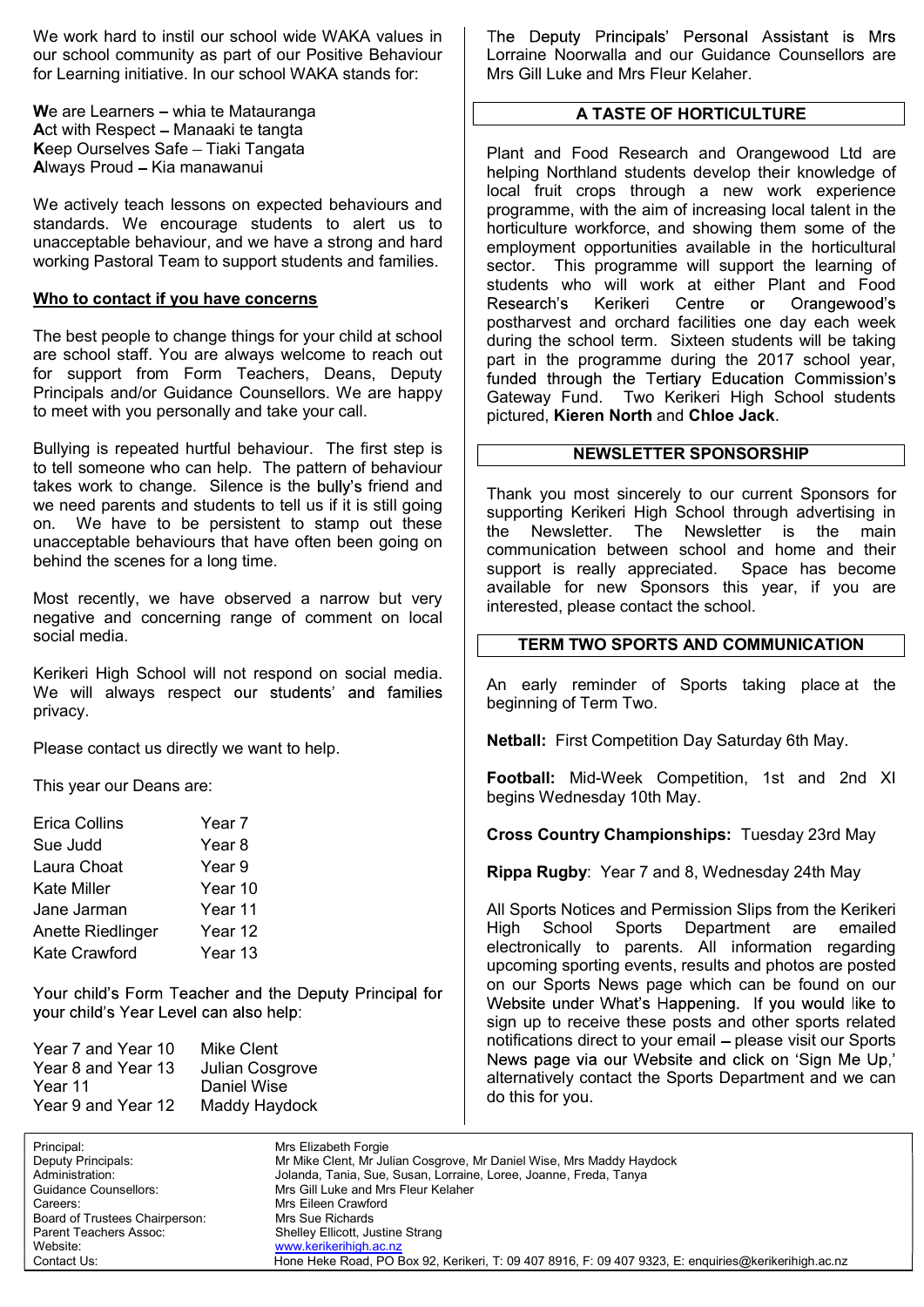We work hard to instil our school wide WAKA values in our school community as part of our Positive Behaviour for Learning initiative. In our school WAKA stands for:

**W**e are Learners – whia te Matauranga
**A**ct with Respect – Manaaki te tangta
**K**eep Ourselves Safe – Tiaki Tangata
**A**lways Proud – Kia manawanui

We actively teach lessons on expected behaviours and standards. We encourage students to alert us to unacceptable behaviour, and we have a strong and hard working Pastoral Team to support students and families.

**Who to contact if you have concerns**

The best people to change things for your child at school are school staff. You are always welcome to reach out for support from Form Teachers, Deans, Deputy Principals and/or Guidance Counsellors. We are happy to meet with you personally and take your call.

Bullying is repeated hurtful behaviour. The first step is to tell someone who can help. The pattern of behaviour takes work to change. Silence is the bully's friend and we need parents and students to tell us if it is still going on. We have to be persistent to stamp out these unacceptable behaviours that have often been going on behind the scenes for a long time.

Most recently, we have observed a narrow but very negative and concerning range of comment on local social media.

Kerikeri High School will not respond on social media. We will always respect our students' and families privacy.

Please contact us directly we want to help.

This year our Deans are:

| | |
|---|---|
| Erica Collins | Year 7 |
| Sue Judd | Year 8 |
| Laura Choat | Year 9 |
| Kate Miller | Year 10 |
| Jane Jarman | Year 11 |
| Anette Riedlinger | Year 12 |
| Kate Crawford | Year 13 |

Your child's Form Teacher and the Deputy Principal for your child's Year Level can also help:

| | |
|---|---|
| Year 7 and Year 10 | Mike Clent |
| Year 8 and Year 13 | Julian Cosgrove |
| Year 11 | Daniel Wise |
| Year 9 and Year 12 | Maddy Haydock |

The Deputy Principals' Personal Assistant is Mrs Lorraine Noorwalla and our Guidance Counsellors are Mrs Gill Luke and Mrs Fleur Kelaher.

## A TASTE OF HORTICULTURE

Plant and Food Research and Orangewood Ltd are helping Northland students develop their knowledge of local fruit crops through a new work experience programme, with the aim of increasing local talent in the horticulture workforce, and showing them some of the employment opportunities available in the horticultural sector. This programme will support the learning of students who will work at either Plant and Food Research's Kerikeri Centre or Orangewood's postharvest and orchard facilities one day each week during the school term. Sixteen students will be taking part in the programme during the 2017 school year, funded through the Tertiary Education Commission's Gateway Fund. Two Kerikeri High School students pictured, **Kieren North** and **Chloe Jack**.

## NEWSLETTER SPONSORSHIP

Thank you most sincerely to our current Sponsors for supporting Kerikeri High School through advertising in the Newsletter. The Newsletter is the main communication between school and home and their support is really appreciated. Space has become available for new Sponsors this year, if you are interested, please contact the school.

## TERM TWO SPORTS AND COMMUNICATION

An early reminder of Sports taking place at the beginning of Term Two.

**Netball:** First Competition Day Saturday 6th May.

**Football:** Mid-Week Competition, 1st and 2nd XI begins Wednesday 10th May.

**Cross Country Championships:** Tuesday 23rd May

**Rippa Rugby**: Year 7 and 8, Wednesday 24th May

All Sports Notices and Permission Slips from the Kerikeri High School Sports Department are emailed electronically to parents. All information regarding upcoming sporting events, results and photos are posted on our Sports News page which can be found on our Website under What's Happening. If you would like to sign up to receive these posts and other sports related notifications direct to your email – please visit our Sports News page via our Website and click on 'Sign Me Up,' alternatively contact the Sports Department and we can do this for you.

| | |
|---|---|
| Principal: | Mrs Elizabeth Forgie |
| Deputy Principals: | Mr Mike Clent, Mr Julian Cosgrove, Mr Daniel Wise, Mrs Maddy Haydock |
| Administration: | Jolanda, Tania, Sue, Susan, Lorraine, Loree, Joanne, Freda, Tanya |
| Guidance Counsellors: | Mrs Gill Luke and Mrs Fleur Kelaher |
| Careers: | Mrs Eileen Crawford |
| Board of Trustees Chairperson: | Mrs Sue Richards |
| Parent Teachers Assoc: | Shelley Ellicott, Justine Strang |
| Website: | www.kerikerihigh.ac.nz |
| Contact Us: | Hone Heke Road, PO Box 92, Kerikeri, T: 09 407 8916, F: 09 407 9323, E: enquiries@kerikerihigh.ac.nz |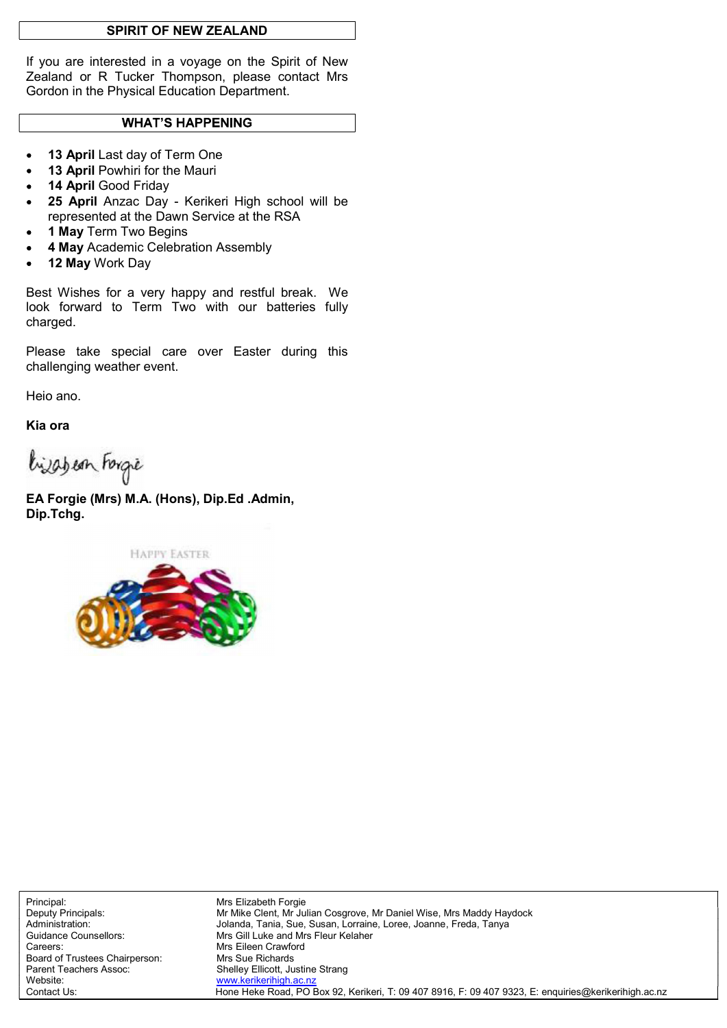## SPIRIT OF NEW ZEALAND

If you are interested in a voyage on the Spirit of New Zealand or R Tucker Thompson, please contact Mrs Gordon in the Physical Education Department.

## WHAT'S HAPPENING

- **13 April** Last day of Term One
- **13 April** Powhiri for the Mauri
- **14 April** Good Friday
- **25 April** Anzac Day - Kerikeri High school will be represented at the Dawn Service at the RSA
- **1 May** Term Two Begins
- **4 May** Academic Celebration Assembly
- **12 May** Work Day

Best Wishes for a very happy and restful break. We look forward to Term Two with our batteries fully charged.

Please take special care over Easter during this challenging weather event.

Heio ano.

**Kia ora**

Elizabeth Forgie

**EA Forgie (Mrs) M.A. (Hons), Dip.Ed .Admin, Dip.Tchg.**

HAPPY EASTER

| | |
|---|---|
| Principal: | Mrs Elizabeth Forgie |
| Deputy Principals: | Mr Mike Clent, Mr Julian Cosgrove, Mr Daniel Wise, Mrs Maddy Haydock |
| Administration: | Jolanda, Tania, Sue, Susan, Lorraine, Loree, Joanne, Freda, Tanya |
| Guidance Counsellors: | Mrs Gill Luke and Mrs Fleur Kelaher |
| Careers: | Mrs Eileen Crawford |
| Board of Trustees Chairperson: | Mrs Sue Richards |
| Parent Teachers Assoc: | Shelley Ellicott, Justine Strang |
| Website: | www.kerikerihigh.ac.nz |
| Contact Us: | Hone Heke Road, PO Box 92, Kerikeri, T: 09 407 8916, F: 09 407 9323, E: enquiries@kerikerihigh.ac.nz |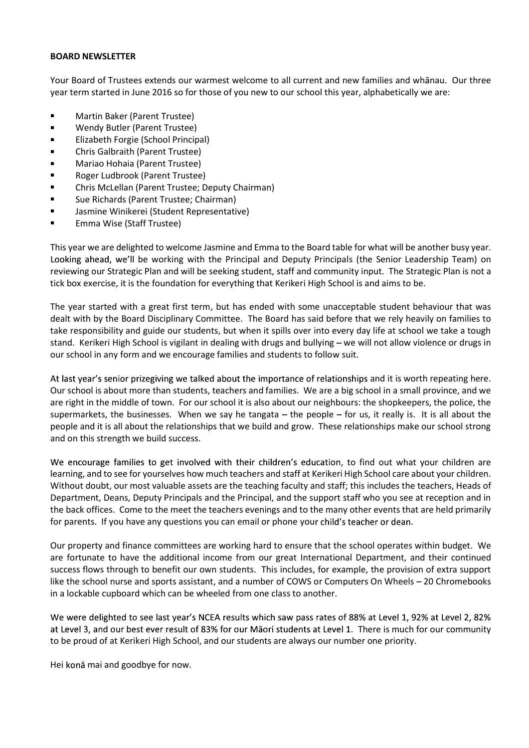**BOARD NEWSLETTER**

Your Board of Trustees extends our warmest welcome to all current and new families and whānau. Our three year term started in June 2016 so for those of you new to our school this year, alphabetically we are:

- Martin Baker (Parent Trustee)
- Wendy Butler (Parent Trustee)
- Elizabeth Forgie (School Principal)
- Chris Galbraith (Parent Trustee)
- Mariao Hohaia (Parent Trustee)
- Roger Ludbrook (Parent Trustee)
- Chris McLellan (Parent Trustee; Deputy Chairman)
- Sue Richards (Parent Trustee; Chairman)
- Jasmine Winikerei (Student Representative)
- Emma Wise (Staff Trustee)

This year we are delighted to welcome Jasmine and Emma to the Board table for what will be another busy year. Looking ahead, we'll be working with the Principal and Deputy Principals (the Senior Leadership Team) on reviewing our Strategic Plan and will be seeking student, staff and community input. The Strategic Plan is not a tick box exercise, it is the foundation for everything that Kerikeri High School is and aims to be.

The year started with a great first term, but has ended with some unacceptable student behaviour that was dealt with by the Board Disciplinary Committee. The Board has said before that we rely heavily on families to take responsibility and guide our students, but when it spills over into every day life at school we take a tough stand. Kerikeri High School is vigilant in dealing with drugs and bullying – we will not allow violence or drugs in our school in any form and we encourage families and students to follow suit.

At last year's senior prizegiving we talked about the importance of relationships and it is worth repeating here. Our school is about more than students, teachers and families. We are a big school in a small province, and we are right in the middle of town. For our school it is also about our neighbours: the shopkeepers, the police, the supermarkets, the businesses. When we say he tangata – the people – for us, it really is. It is all about the people and it is all about the relationships that we build and grow. These relationships make our school strong and on this strength we build success.

We encourage families to get involved with their children's education, to find out what your children are learning, and to see for yourselves how much teachers and staff at Kerikeri High School care about your children. Without doubt, our most valuable assets are the teaching faculty and staff; this includes the teachers, Heads of Department, Deans, Deputy Principals and the Principal, and the support staff who you see at reception and in the back offices. Come to the meet the teachers evenings and to the many other events that are held primarily for parents. If you have any questions you can email or phone your child's teacher or dean.

Our property and finance committees are working hard to ensure that the school operates within budget. We are fortunate to have the additional income from our great International Department, and their continued success flows through to benefit our own students. This includes, for example, the provision of extra support like the school nurse and sports assistant, and a number of COWS or Computers On Wheels – 20 Chromebooks in a lockable cupboard which can be wheeled from one class to another.

We were delighted to see last year's NCEA results which saw pass rates of 88% at Level 1, 92% at Level 2, 82% at Level 3, and our best ever result of 83% for our Māori students at Level 1. There is much for our community to be proud of at Kerikeri High School, and our students are always our number one priority.

Hei konā mai and goodbye for now.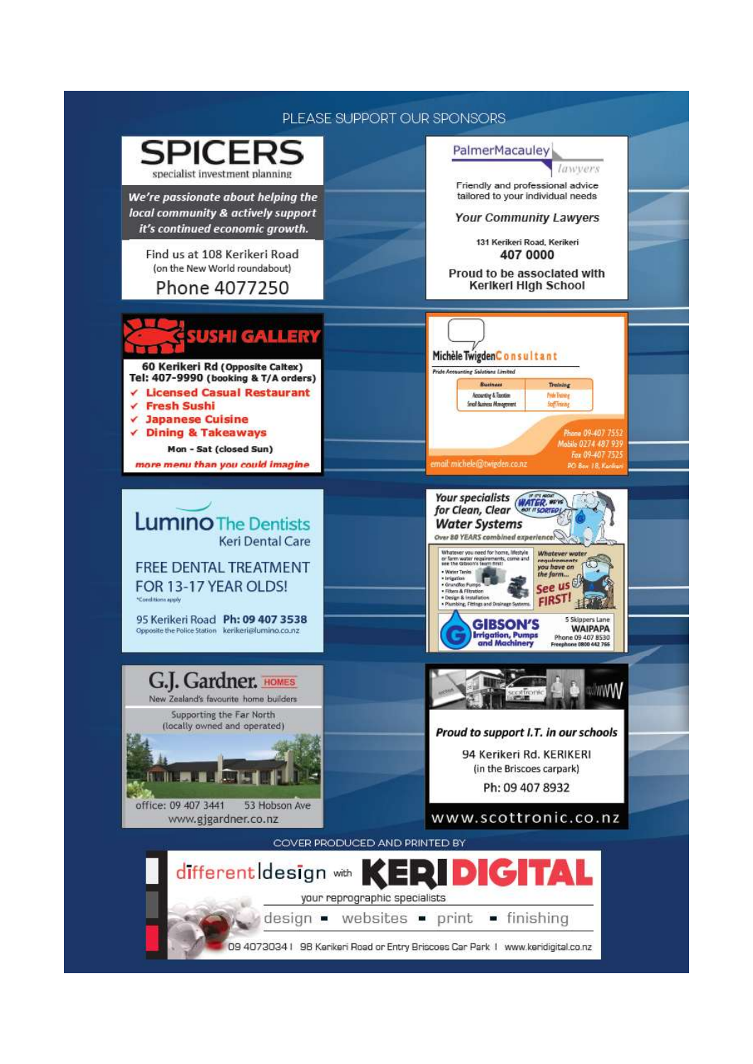PLEASE SUPPORT OUR SPONSORS

## SPICERS

specialist investment planning

*We're passionate about helping the local community & actively support it's continued economic growth.*

Find us at 108 Kerikeri Road
(on the New World roundabout)
Phone 4077250

## PalmerMacauley lawyers

Friendly and professional advice tailored to your individual needs

*Your Community Lawyers*

131 Kerikeri Road, Kerikeri
**407 0000**

Proud to be associated with Kerikeri High School

## SUSHI GALLERY

**60 Kerikeri Rd (Opposite Caltex)**
**Tel: 407-9990 (booking & T/A orders)**

- ✓ Licensed Casual Restaurant
- ✓ Fresh Sushi
- ✓ Japanese Cuisine
- ✓ Dining & Takeaways

Mon - Sat (closed Sun)

*more menu than you could imagine*

## Michèle Twigden Consultant

Pride Accounting Solutions Limited

| Business | Training |
|---|---|
| Accounting & Taxation | Pride Training |
| Small Business Management | Staff Training |

Phone 09-407 7552
Mobile 0274 487 939
Fax 09-407 7525
PO Box 18, Kerikeri
email: michele@twigden.co.nz

## Lumino The Dentists

Keri Dental Care

FREE DENTAL TREATMENT FOR 13-17 YEAR OLDS!
*Conditions apply

95 Kerikeri Road Opposite the Police Station
**Ph: 09 407 3538**
kerikeri@lumino.co.nz

## GIBSON'S Irrigation, Pumps and Machinery

*Your specialists for Clean, Clear Water Systems*

If it's about WATER, we've got it SORTED!

Over 80 YEARS combined experience

Whatever you need for home, lifestyle or farm water requirements, come and see the Gibson's team first!

- Water Tanks
- Irrigation
- Grundfos Pumps
- Filters & Filtration
- Design & Installation
- Plumbing, Fittings and Drainage Systems

*Whatever water requirements you have on the farm... See us FIRST!*

5 Skippers Lane
WAIPAPA
Phone 09 407 8530
Freephone 0800 442 766

## G.J. Gardner. HOMES

New Zealand's favourite home builders

Supporting the Far North
(locally owned and operated)

office: 09 407 3441 53 Hobson Ave
www.gjgardner.co.nz

## scottronic

*Proud to support I.T. in our schools*

94 Kerikeri Rd. KERIKERI
(in the Briscoes carpark)
Ph: 09 407 8932

www.scottronic.co.nz

COVER PRODUCED AND PRINTED BY

## differentdesign with KERIDIGITAL

your reprographic specialists

design ▪ websites ▪ print ▪ finishing

09 4073034 | 98 Kerikeri Road or Entry Briscoes Car Park | www.keridigital.co.nz